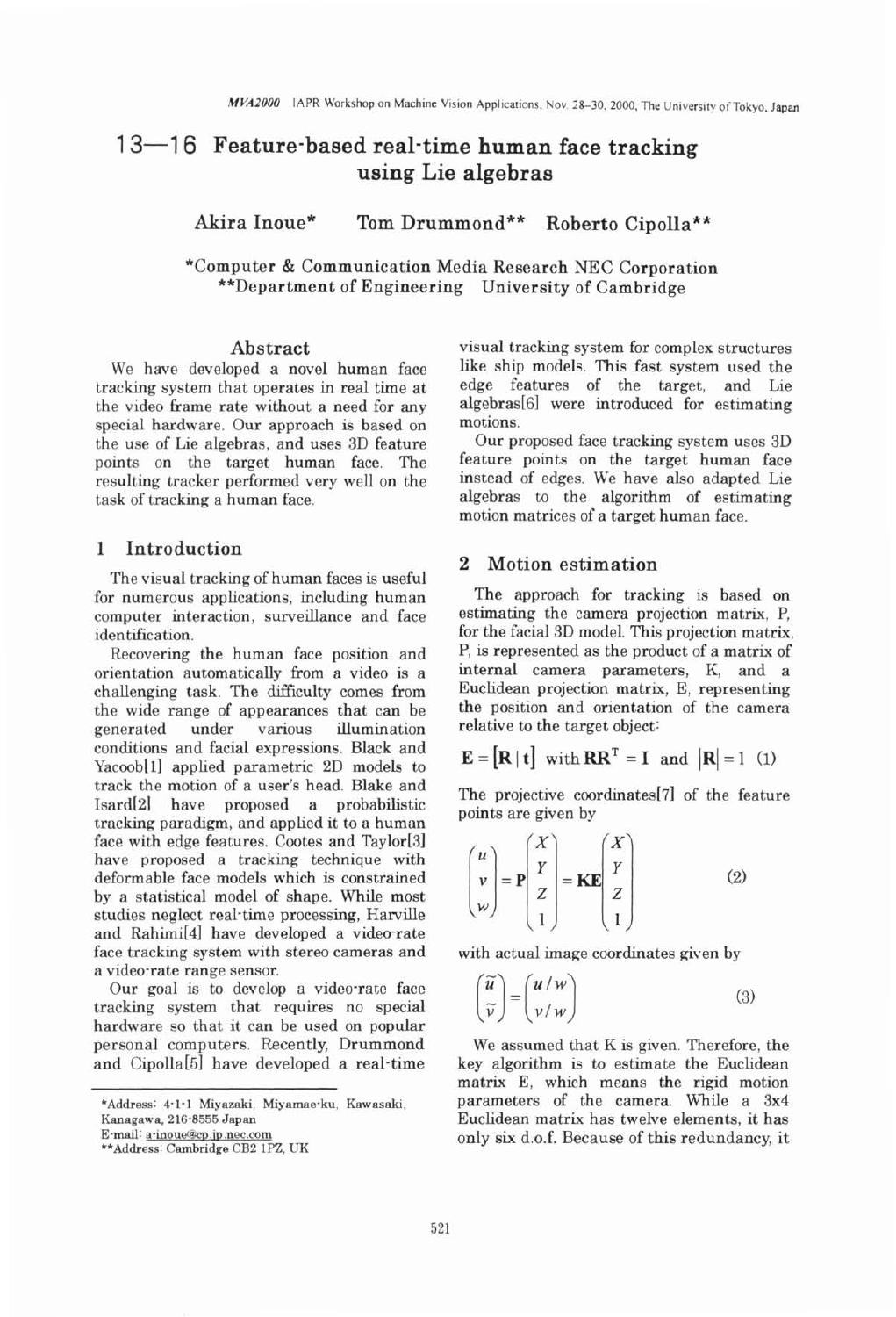# 13—16 Feature-based real-time human face tracking using Lie algebras

Akira Inoue* Tom Drummond** Roberto Cipolla**

*Computer & Communication Media Research NEC Corporation
**Department of Engineering University of Cambridge

## Abstract

We have developed a novel human face tracking system that operates in real time at the video frame rate without a need for any special hardware. Our approach is based on the use of Lie algebras, and uses 3D feature points on the target human face. The resulting tracker performed very well on the task of tracking a human face.

## 1 Introduction

The visual tracking of human faces is useful for numerous applications, including human computer interaction, surveillance and face identification.

Recovering the human face position and orientation automatically from a video is a challenging task. The difficulty comes from the wide range of appearances that can be generated under various illumination conditions and facial expressions. Black and Yacoob[1] applied parametric 2D models to track the motion of a user's head. Blake and Isard[2] have proposed a probabilistic tracking paradigm, and applied it to a human face with edge features. Cootes and Taylor[3] have proposed a tracking technique with deformable face models which is constrained by a statistical model of shape. While most studies neglect real-time processing, Harville and Rahimi[4] have developed a video-rate face tracking system with stereo cameras and a video-rate range sensor.

Our goal is to develop a video-rate face tracking system that requires no special hardware so that it can be used on popular personal computers. Recently, Drummond and Cipolla[5] have developed a real-time visual tracking system for complex structures like ship models. This fast system used the edge features of the target, and Lie algebras[6] were introduced for estimating motions.

Our proposed face tracking system uses 3D feature points on the target human face instead of edges. We have also adapted Lie algebras to the algorithm of estimating motion matrices of a target human face.

## 2 Motion estimation

The approach for tracking is based on estimating the camera projection matrix, P, for the facial 3D model. This projection matrix, P, is represented as the product of a matrix of internal camera parameters, K, and a Euclidean projection matrix, E, representing the position and orientation of the camera relative to the target object:

$$\mathbf{E} = [\mathbf{R} \mid \mathbf{t}] \text{ with } \mathbf{R}\mathbf{R}^{\mathrm{T}} = \mathbf{I} \text{ and } |\mathbf{R}| = 1 \quad (1)$$

The projective coordinates[7] of the feature points are given by

$$\begin{pmatrix} u \\ v \\ w \end{pmatrix} = \mathbf{P} \begin{pmatrix} X \\ Y \\ Z \\ 1 \end{pmatrix} = \mathbf{KE} \begin{pmatrix} X \\ Y \\ Z \\ 1 \end{pmatrix} \quad (2)$$

with actual image coordinates given by

$$\begin{pmatrix} \tilde{u} \\ \tilde{v} \end{pmatrix} = \begin{pmatrix} u/w \\ v/w \end{pmatrix} \quad (3)$$

We assumed that K is given. Therefore, the key algorithm is to estimate the Euclidean matrix E, which means the rigid motion parameters of the camera. While a 3x4 Euclidean matrix has twelve elements, it has only six d.o.f. Because of this redundancy, it

---

*Address: 4-1-1 Miyazaki, Miyamae-ku, Kawasaki, Kanagawa, 216-8555 Japan
E-mail: a-inoue@cp.jp.nec.com
**Address: Cambridge CB2 1PZ, UK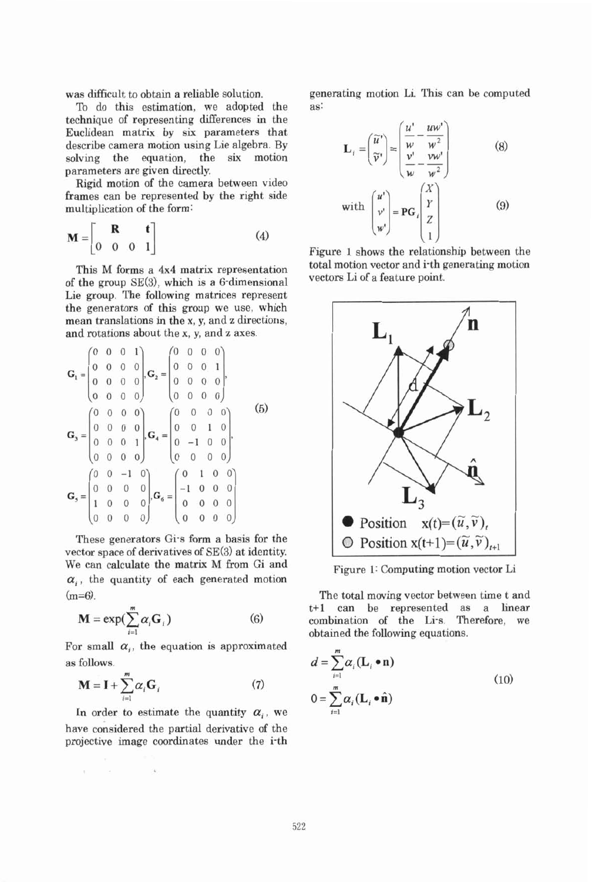was difficult to obtain a reliable solution.

To do this estimation, we adopted the technique of representing differences in the Euclidean matrix by six parameters that describe camera motion using Lie algebra. By solving the equation, the six motion parameters are given directly.

Rigid motion of the camera between video frames can be represented by the right side multiplication of the form:

$$\mathbf{M} = \begin{bmatrix} \mathbf{R} & \mathbf{t} \\ 0 \; 0 \; 0 & 1 \end{bmatrix} \tag{4}$$

This M forms a 4x4 matrix representation of the group SE(3), which is a 6-dimensional Lie group. The following matrices represent the generators of this group we use, which mean translations in the x, y, and z directions, and rotations about the x, y, and z axes.

$$\mathbf{G}_1 = \begin{pmatrix} 0 & 0 & 0 & 1 \\ 0 & 0 & 0 & 0 \\ 0 & 0 & 0 & 0 \\ 0 & 0 & 0 & 0 \end{pmatrix}, \mathbf{G}_2 = \begin{pmatrix} 0 & 0 & 0 & 0 \\ 0 & 0 & 0 & 1 \\ 0 & 0 & 0 & 0 \\ 0 & 0 & 0 & 0 \end{pmatrix},$$
$$\mathbf{G}_3 = \begin{pmatrix} 0 & 0 & 0 & 0 \\ 0 & 0 & 0 & 0 \\ 0 & 0 & 0 & 1 \\ 0 & 0 & 0 & 0 \end{pmatrix}, \mathbf{G}_4 = \begin{pmatrix} 0 & 0 & 0 & 0 \\ 0 & 0 & 1 & 0 \\ 0 & -1 & 0 & 0 \\ 0 & 0 & 0 & 0 \end{pmatrix}, \tag{5}$$
$$\mathbf{G}_5 = \begin{pmatrix} 0 & 0 & -1 & 0 \\ 0 & 0 & 0 & 0 \\ 1 & 0 & 0 & 0 \\ 0 & 0 & 0 & 0 \end{pmatrix}, \mathbf{G}_6 = \begin{pmatrix} 0 & 1 & 0 & 0 \\ -1 & 0 & 0 & 0 \\ 0 & 0 & 0 & 0 \\ 0 & 0 & 0 & 0 \end{pmatrix}$$

These generators Gi-s form a basis for the vector space of derivatives of SE(3) at identity. We can calculate the matrix M from Gi and $\alpha_i$, the quantity of each generated motion (m=6).

$$\mathbf{M} = \exp\left(\sum_{i=1}^{m} \alpha_i \mathbf{G}_i\right) \tag{6}$$

For small $\alpha_i$, the equation is approximated as follows.

$$\mathbf{M} = \mathbf{I} + \sum_{i=1}^{m} \alpha_i \mathbf{G}_i \tag{7}$$

In order to estimate the quantity $\alpha_i$, we have considered the partial derivative of the projective image coordinates under the i-th generating motion Li. This can be computed as:

$$\mathbf{L}_i = \begin{pmatrix} \tilde{u}' \\ \tilde{v}' \end{pmatrix} \approx \begin{pmatrix} \dfrac{u'}{w} - \dfrac{uw'}{w^2} \\ \dfrac{v'}{w} - \dfrac{vw'}{w^2} \end{pmatrix} \tag{8}$$

$$\text{with} \quad \begin{pmatrix} u' \\ v' \\ w' \end{pmatrix} = \mathbf{P}\mathbf{G}_i \begin{pmatrix} X \\ Y \\ Z \\ 1 \end{pmatrix} \tag{9}$$

Figure 1 shows the relationship between the total motion vector and i-th generating motion vectors Li of a feature point.

Figure 1: Computing motion vector Li

The total moving vector between time t and t+1 can be represented as a linear combination of the Li-s. Therefore, we obtained the following equations.

$$d = \sum_{i=1}^{m} \alpha_i (\mathbf{L}_i \bullet \mathbf{n})$$
$$0 = \sum_{i=1}^{m} \alpha_i (\mathbf{L}_i \bullet \hat{\mathbf{n}}) \tag{10}$$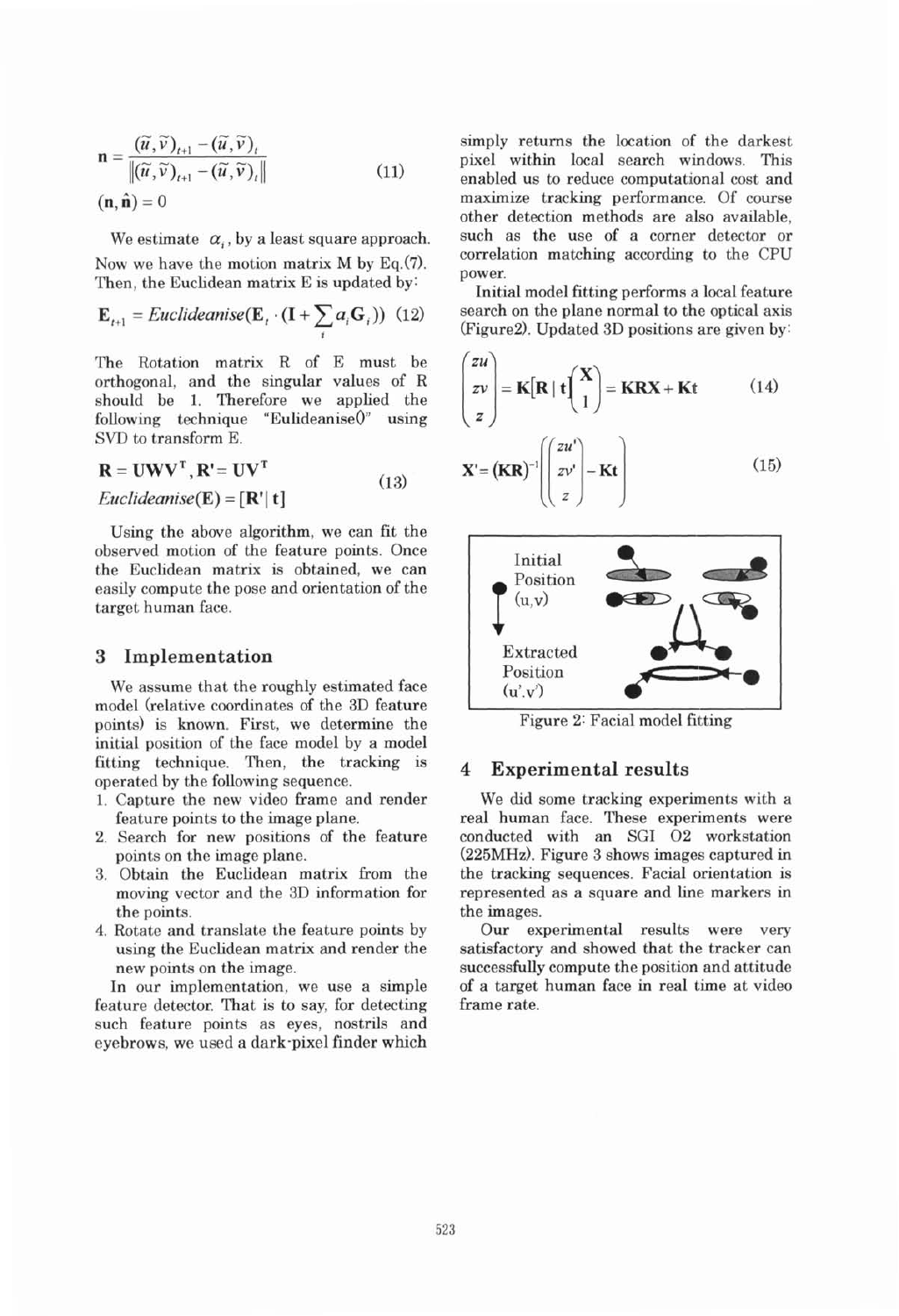$$\mathbf{n} = \frac{(\tilde{u},\tilde{v})_{t+1} - (\tilde{u},\tilde{v})_t}{\left\|(\tilde{u},\tilde{v})_{t+1} - (\tilde{u},\tilde{v})_t\right\|} \tag{11}$$

$$(\mathbf{n},\hat{\mathbf{n}}) = 0$$

We estimate $\alpha_i$, by a least square approach. Now we have the motion matrix M by Eq.(7). Then, the Euclidean matrix E is updated by:

$$\mathbf{E}_{t+1} = Euclideanise(\mathbf{E}_t \cdot (\mathbf{I} + \sum_i a_i \mathbf{G}_i)) \tag{12}$$

The Rotation matrix R of E must be orthogonal, and the singular values of R should be 1. Therefore we applied the following technique "Eulideanise()" using SVD to transform E.

$$\mathbf{R} = \mathbf{UWV}^{\mathbf{T}}, \mathbf{R'} = \mathbf{UV}^{\mathbf{T}}$$
$$Euclideanise(\mathbf{E}) = [\mathbf{R'} \mid \mathbf{t}] \tag{13}$$

Using the above algorithm, we can fit the observed motion of the feature points. Once the Euclidean matrix is obtained, we can easily compute the pose and orientation of the target human face.

## 3 Implementation

We assume that the roughly estimated face model (relative coordinates of the 3D feature points) is known. First, we determine the initial position of the face model by a model fitting technique. Then, the tracking is operated by the following sequence.

1. Capture the new video frame and render feature points to the image plane.
2. Search for new positions of the feature points on the image plane.
3. Obtain the Euclidean matrix from the moving vector and the 3D information for the points.
4. Rotate and translate the feature points by using the Euclidean matrix and render the new points on the image.

In our implementation, we use a simple feature detector. That is to say, for detecting such feature points as eyes, nostrils and eyebrows, we used a dark-pixel finder which simply returns the location of the darkest pixel within local search windows. This enabled us to reduce computational cost and maximize tracking performance. Of course other detection methods are also available, such as the use of a corner detector or correlation matching according to the CPU power.

Initial model fitting performs a local feature search on the plane normal to the optical axis (Figure2). Updated 3D positions are given by:

$$\begin{pmatrix} zu \\ zv \\ z \end{pmatrix} = \mathbf{K}[\mathbf{R} \mid \mathbf{t}]\begin{pmatrix} \mathbf{X} \\ 1 \end{pmatrix} = \mathbf{KRX} + \mathbf{Kt} \tag{14}$$

$$\mathbf{X'} = (\mathbf{KR})^{-1}\left(\begin{pmatrix} zu' \\ zv' \\ z \end{pmatrix} - \mathbf{Kt}\right) \tag{15}$$

Initial Position (u,v)

Extracted Position (u',v')

Figure 2: Facial model fitting

## 4 Experimental results

We did some tracking experiments with a real human face. These experiments were conducted with an SGI O2 workstation (225MHz). Figure 3 shows images captured in the tracking sequences. Facial orientation is represented as a square and line markers in the images.

Our experimental results were very satisfactory and showed that the tracker can successfully compute the position and attitude of a target human face in real time at video frame rate.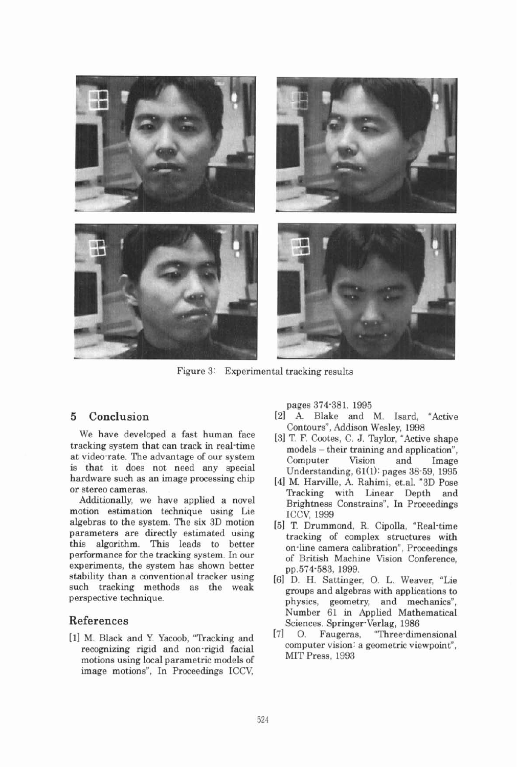Figure 3: Experimental tracking results

## 5 Conclusion

We have developed a fast human face tracking system that can track in real-time at video-rate. The advantage of our system is that it does not need any special hardware such as an image processing chip or stereo cameras.

Additionally, we have applied a novel motion estimation technique using Lie algebras to the system. The six 3D motion parameters are directly estimated using this algorithm. This leads to better performance for the tracking system. In our experiments, the system has shown better stability than a conventional tracker using such tracking methods as the weak perspective technique.

## References

[1] M. Black and Y. Yacoob, "Tracking and recognizing rigid and non-rigid facial motions using local parametric models of image motions", In Proceedings ICCV, pages 374-381. 1995

[2] A. Blake and M. Isard, "Active Contours", Addison Wesley, 1998

[3] T. F. Cootes, C. J. Taylor, "Active shape models – their training and application", Computer Vision and Image Understanding, 61(1): pages 38-59, 1995

[4] M. Harville, A. Rahimi, et.al. "3D Pose Tracking with Linear Depth and Brightness Constrains", In Proceedings ICCV, 1999

[5] T. Drummond, R. Cipolla, "Real-time tracking of complex structures with on-line camera calibration", Proceedings of British Machine Vision Conference, pp.574-583, 1999.

[6] D. H. Sattinger, O. L. Weaver, "Lie groups and algebras with applications to physics, geometry, and mechanics", Number 61 in Applied Mathematical Sciences. Springer-Verlag, 1986

[7] O. Faugeras, "Three-dimensional computer vision: a geometric viewpoint", MIT Press, 1993